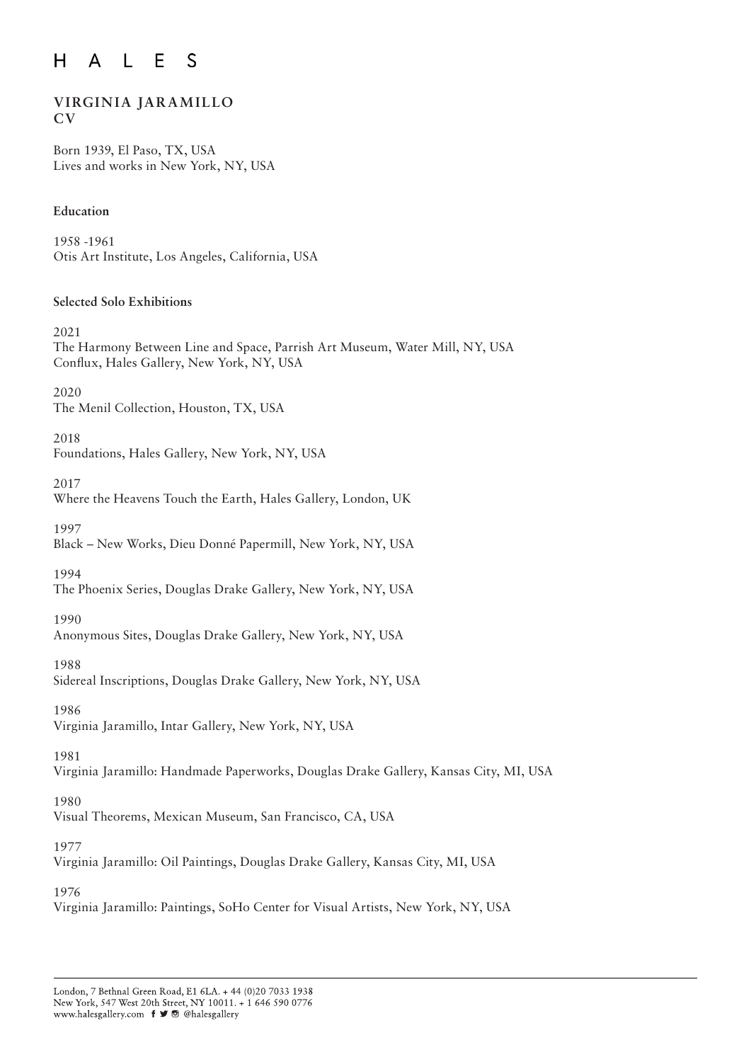# H A L E S

## VIRGINIA JARAMILLO
## CV

Born 1939, El Paso, TX, USA
Lives and works in New York, NY, USA

### Education

1958 -1961
Otis Art Institute, Los Angeles, California, USA

### Selected Solo Exhibitions

2021
The Harmony Between Line and Space, Parrish Art Museum, Water Mill, NY, USA
Conflux, Hales Gallery, New York, NY, USA

2020
The Menil Collection, Houston, TX, USA

2018
Foundations, Hales Gallery, New York, NY, USA

2017
Where the Heavens Touch the Earth, Hales Gallery, London, UK

1997
Black – New Works, Dieu Donné Papermill, New York, NY, USA

1994
The Phoenix Series, Douglas Drake Gallery, New York, NY, USA

1990
Anonymous Sites, Douglas Drake Gallery, New York, NY, USA

1988
Sidereal Inscriptions, Douglas Drake Gallery, New York, NY, USA

1986
Virginia Jaramillo, Intar Gallery, New York, NY, USA

1981
Virginia Jaramillo: Handmade Paperworks, Douglas Drake Gallery, Kansas City, MI, USA

1980
Visual Theorems, Mexican Museum, San Francisco, CA, USA

1977
Virginia Jaramillo: Oil Paintings, Douglas Drake Gallery, Kansas City, MI, USA

1976
Virginia Jaramillo: Paintings, SoHo Center for Visual Artists, New York, NY, USA

London, 7 Bethnal Green Road, E1 6LA. + 44 (0)20 7033 1938
New York, 547 West 20th Street, NY 10011. + 1 646 590 0776
www.halesgallery.com @halesgallery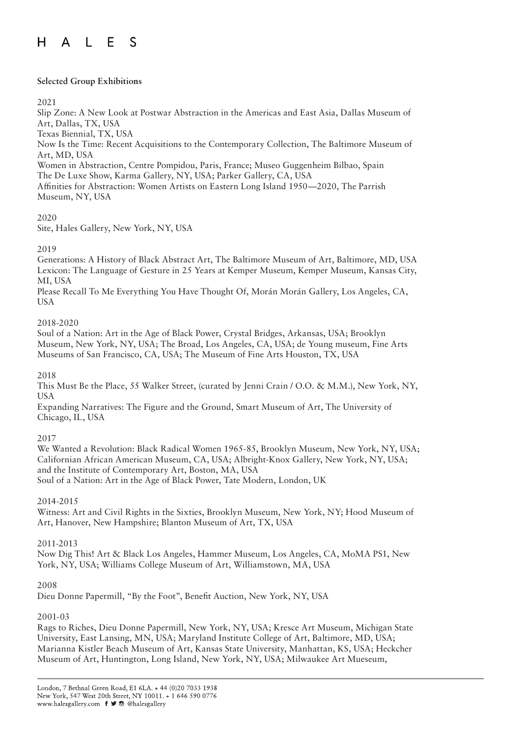**Selected Group Exhibitions**

2021
Slip Zone: A New Look at Postwar Abstraction in the Americas and East Asia, Dallas Museum of Art, Dallas, TX, USA
Texas Biennial, TX, USA
Now Is the Time: Recent Acquisitions to the Contemporary Collection, The Baltimore Museum of Art, MD, USA
Women in Abstraction, Centre Pompidou, Paris, France; Museo Guggenheim Bilbao, Spain
The De Luxe Show, Karma Gallery, NY, USA; Parker Gallery, CA, USA
Affinities for Abstraction: Women Artists on Eastern Long Island 1950—2020, The Parrish Museum, NY, USA

2020
Site, Hales Gallery, New York, NY, USA

2019
Generations: A History of Black Abstract Art, The Baltimore Museum of Art, Baltimore, MD, USA
Lexicon: The Language of Gesture in 25 Years at Kemper Museum, Kemper Museum, Kansas City, MI, USA
Please Recall To Me Everything You Have Thought Of, Morán Morán Gallery, Los Angeles, CA, USA

2018-2020
Soul of a Nation: Art in the Age of Black Power, Crystal Bridges, Arkansas, USA; Brooklyn Museum, New York, NY, USA; The Broad, Los Angeles, CA, USA; de Young museum, Fine Arts Museums of San Francisco, CA, USA; The Museum of Fine Arts Houston, TX, USA

2018
This Must Be the Place, 55 Walker Street, (curated by Jenni Crain / O.O. & M.M.), New York, NY, USA
Expanding Narratives: The Figure and the Ground, Smart Museum of Art, The University of Chicago, IL, USA

2017
We Wanted a Revolution: Black Radical Women 1965-85, Brooklyn Museum, New York, NY, USA; Californian African American Museum, CA, USA; Albright-Knox Gallery, New York, NY, USA; and the Institute of Contemporary Art, Boston, MA, USA
Soul of a Nation: Art in the Age of Black Power, Tate Modern, London, UK

2014-2015
Witness: Art and Civil Rights in the Sixties, Brooklyn Museum, New York, NY; Hood Museum of Art, Hanover, New Hampshire; Blanton Museum of Art, TX, USA

2011-2013
Now Dig This! Art & Black Los Angeles, Hammer Museum, Los Angeles, CA, MoMA PS1, New York, NY, USA; Williams College Museum of Art, Williamstown, MA, USA

2008
Dieu Donne Papermill, "By the Foot", Benefit Auction, New York, NY, USA

2001-03
Rags to Riches, Dieu Donne Papermill, New York, NY, USA; Kresce Art Museum, Michigan State University, East Lansing, MN, USA; Maryland Institute College of Art, Baltimore, MD, USA; Marianna Kistler Beach Museum of Art, Kansas State University, Manhattan, KS, USA; Heckcher Museum of Art, Huntington, Long Island, New York, NY, USA; Milwaukee Art Mueseum,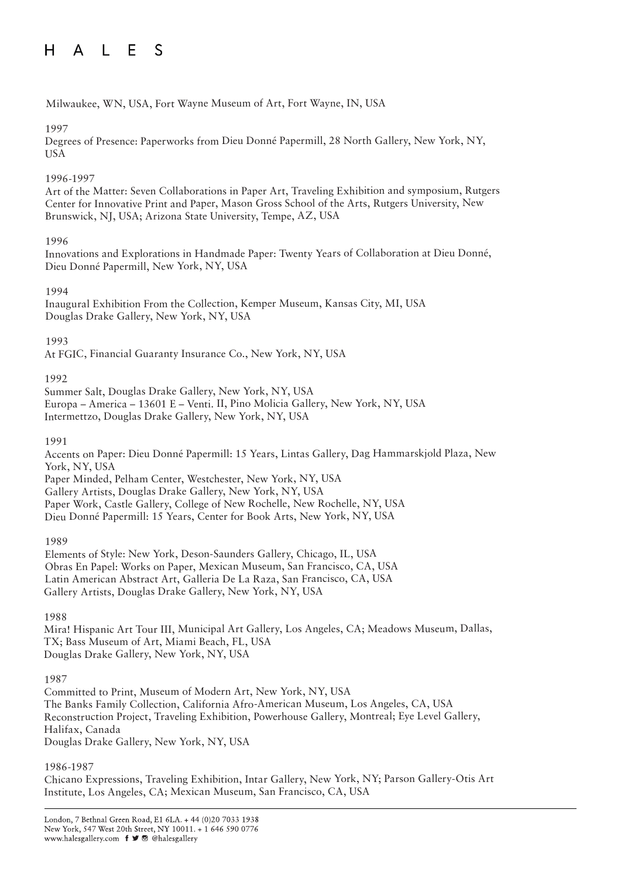Milwaukee, WN, USA, Fort Wayne Museum of Art, Fort Wayne, IN, USA

1997

Degrees of Presence: Paperworks from Dieu Donné Papermill, 28 North Gallery, New York, NY, USA

1996-1997

Art of the Matter: Seven Collaborations in Paper Art, Traveling Exhibition and symposium, Rutgers Center for Innovative Print and Paper, Mason Gross School of the Arts, Rutgers University, New Brunswick, NJ, USA; Arizona State University, Tempe, AZ, USA

1996

Innovations and Explorations in Handmade Paper: Twenty Years of Collaboration at Dieu Donné, Dieu Donné Papermill, New York, NY, USA

1994

Inaugural Exhibition From the Collection, Kemper Museum, Kansas City, MI, USA
Douglas Drake Gallery, New York, NY, USA

1993

At FGIC, Financial Guaranty Insurance Co., New York, NY, USA

1992

Summer Salt, Douglas Drake Gallery, New York, NY, USA
Europa – America – 13601 E – Venti. II, Pino Molicia Gallery, New York, NY, USA
Intermettzo, Douglas Drake Gallery, New York, NY, USA

1991

Accents on Paper: Dieu Donné Papermill: 15 Years, Lintas Gallery, Dag Hammarskjold Plaza, New York, NY, USA
Paper Minded, Pelham Center, Westchester, New York, NY, USA
Gallery Artists, Douglas Drake Gallery, New York, NY, USA
Paper Work, Castle Gallery, College of New Rochelle, New Rochelle, NY, USA
Dieu Donné Papermill: 15 Years, Center for Book Arts, New York, NY, USA

1989

Elements of Style: New York, Deson-Saunders Gallery, Chicago, IL, USA
Obras En Papel: Works on Paper, Mexican Museum, San Francisco, CA, USA
Latin American Abstract Art, Galleria De La Raza, San Francisco, CA, USA
Gallery Artists, Douglas Drake Gallery, New York, NY, USA

1988

Mira! Hispanic Art Tour III, Municipal Art Gallery, Los Angeles, CA; Meadows Museum, Dallas, TX; Bass Museum of Art, Miami Beach, FL, USA
Douglas Drake Gallery, New York, NY, USA

1987

Committed to Print, Museum of Modern Art, New York, NY, USA
The Banks Family Collection, California Afro-American Museum, Los Angeles, CA, USA
Reconstruction Project, Traveling Exhibition, Powerhouse Gallery, Montreal; Eye Level Gallery, Halifax, Canada
Douglas Drake Gallery, New York, NY, USA

1986-1987

Chicano Expressions, Traveling Exhibition, Intar Gallery, New York, NY; Parson Gallery-Otis Art Institute, Los Angeles, CA; Mexican Museum, San Francisco, CA, USA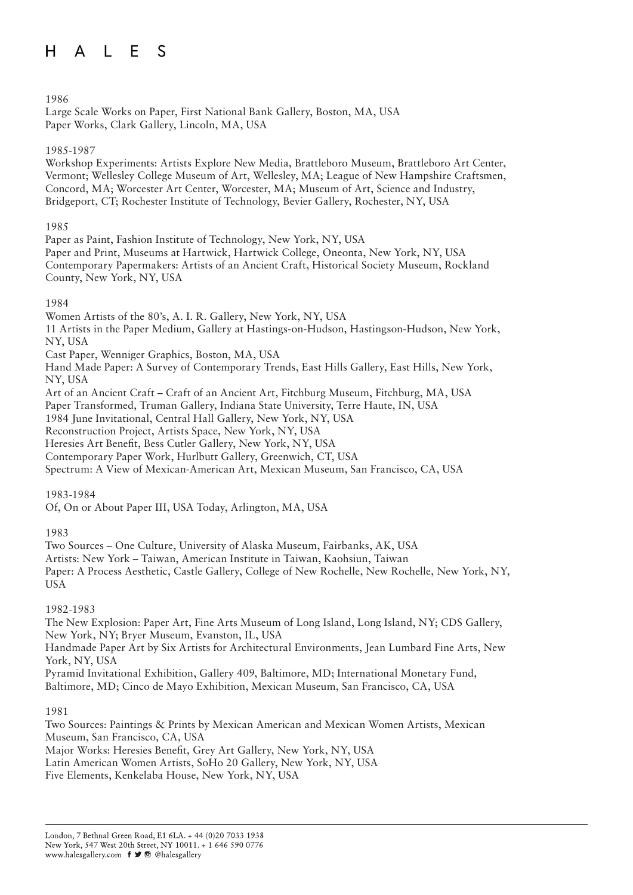1986

Large Scale Works on Paper, First National Bank Gallery, Boston, MA, USA
Paper Works, Clark Gallery, Lincoln, MA, USA

1985-1987

Workshop Experiments: Artists Explore New Media, Brattleboro Museum, Brattleboro Art Center, Vermont; Wellesley College Museum of Art, Wellesley, MA; League of New Hampshire Craftsmen, Concord, MA; Worcester Art Center, Worcester, MA; Museum of Art, Science and Industry, Bridgeport, CT; Rochester Institute of Technology, Bevier Gallery, Rochester, NY, USA

1985

Paper as Paint, Fashion Institute of Technology, New York, NY, USA
Paper and Print, Museums at Hartwick, Hartwick College, Oneonta, New York, NY, USA
Contemporary Papermakers: Artists of an Ancient Craft, Historical Society Museum, Rockland County, New York, NY, USA

1984

Women Artists of the 80's, A. I. R. Gallery, New York, NY, USA
11 Artists in the Paper Medium, Gallery at Hastings-on-Hudson, Hastingson-Hudson, New York, NY, USA
Cast Paper, Wenniger Graphics, Boston, MA, USA
Hand Made Paper: A Survey of Contemporary Trends, East Hills Gallery, East Hills, New York, NY, USA
Art of an Ancient Craft – Craft of an Ancient Art, Fitchburg Museum, Fitchburg, MA, USA
Paper Transformed, Truman Gallery, Indiana State University, Terre Haute, IN, USA
1984 June Invitational, Central Hall Gallery, New York, NY, USA
Reconstruction Project, Artists Space, New York, NY, USA
Heresies Art Benefit, Bess Cutler Gallery, New York, NY, USA
Contemporary Paper Work, Hurlbutt Gallery, Greenwich, CT, USA
Spectrum: A View of Mexican-American Art, Mexican Museum, San Francisco, CA, USA

1983-1984

Of, On or About Paper III, USA Today, Arlington, MA, USA

1983

Two Sources – One Culture, University of Alaska Museum, Fairbanks, AK, USA
Artists: New York – Taiwan, American Institute in Taiwan, Kaohsiun, Taiwan
Paper: A Process Aesthetic, Castle Gallery, College of New Rochelle, New Rochelle, New York, NY, USA

1982-1983

The New Explosion: Paper Art, Fine Arts Museum of Long Island, Long Island, NY; CDS Gallery, New York, NY; Bryer Museum, Evanston, IL, USA
Handmade Paper Art by Six Artists for Architectural Environments, Jean Lumbard Fine Arts, New York, NY, USA
Pyramid Invitational Exhibition, Gallery 409, Baltimore, MD; International Monetary Fund, Baltimore, MD; Cinco de Mayo Exhibition, Mexican Museum, San Francisco, CA, USA

1981

Two Sources: Paintings & Prints by Mexican American and Mexican Women Artists, Mexican Museum, San Francisco, CA, USA
Major Works: Heresies Benefit, Grey Art Gallery, New York, NY, USA
Latin American Women Artists, SoHo 20 Gallery, New York, NY, USA
Five Elements, Kenkelaba House, New York, NY, USA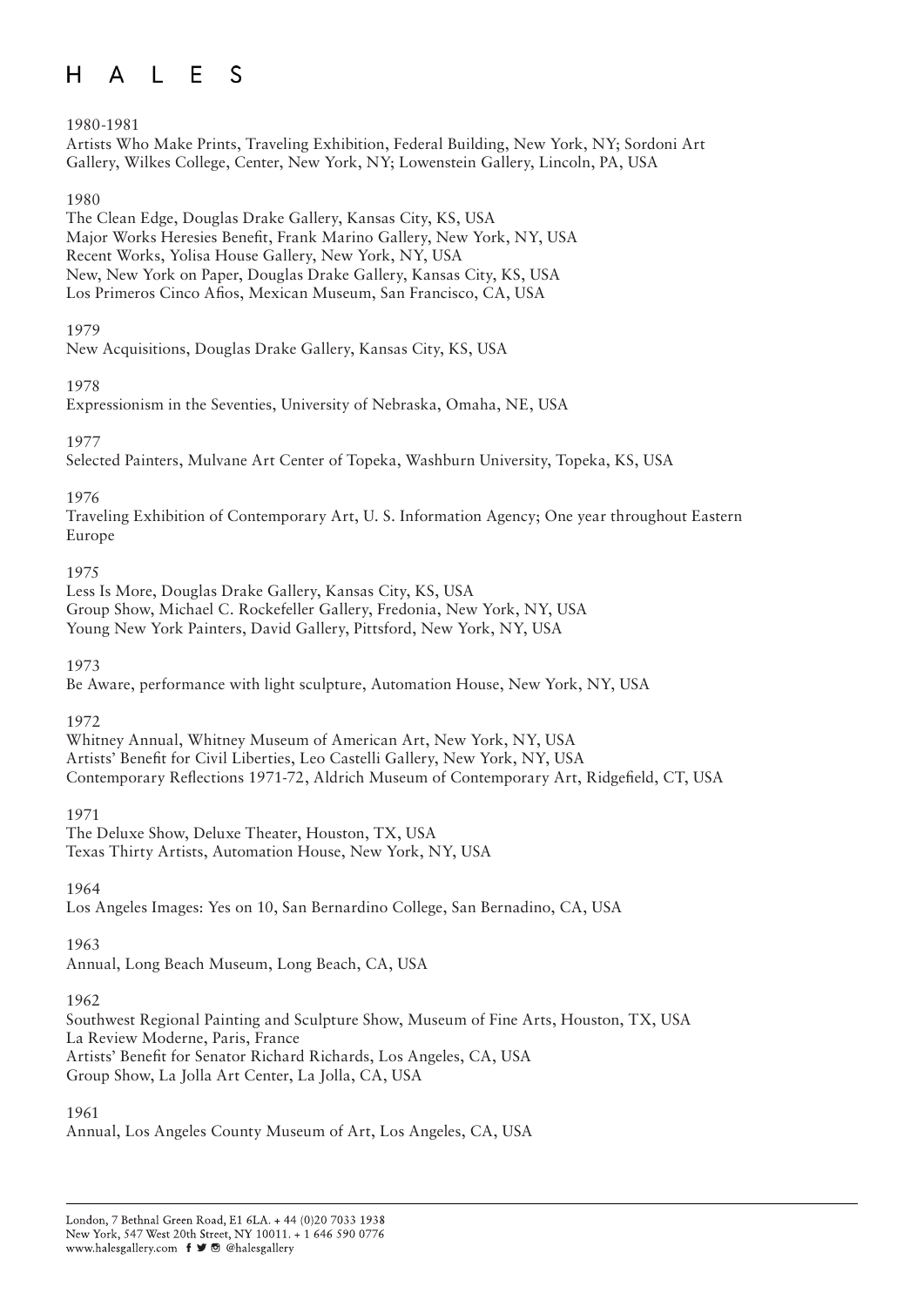1980-1981

Artists Who Make Prints, Traveling Exhibition, Federal Building, New York, NY; Sordoni Art Gallery, Wilkes College, Center, New York, NY; Lowenstein Gallery, Lincoln, PA, USA

1980

The Clean Edge, Douglas Drake Gallery, Kansas City, KS, USA
Major Works Heresies Benefit, Frank Marino Gallery, New York, NY, USA
Recent Works, Yolisa House Gallery, New York, NY, USA
New, New York on Paper, Douglas Drake Gallery, Kansas City, KS, USA
Los Primeros Cinco Afios, Mexican Museum, San Francisco, CA, USA

1979

New Acquisitions, Douglas Drake Gallery, Kansas City, KS, USA

1978

Expressionism in the Seventies, University of Nebraska, Omaha, NE, USA

1977

Selected Painters, Mulvane Art Center of Topeka, Washburn University, Topeka, KS, USA

1976

Traveling Exhibition of Contemporary Art, U. S. Information Agency; One year throughout Eastern Europe

1975

Less Is More, Douglas Drake Gallery, Kansas City, KS, USA
Group Show, Michael C. Rockefeller Gallery, Fredonia, New York, NY, USA
Young New York Painters, David Gallery, Pittsford, New York, NY, USA

1973

Be Aware, performance with light sculpture, Automation House, New York, NY, USA

1972

Whitney Annual, Whitney Museum of American Art, New York, NY, USA
Artists' Benefit for Civil Liberties, Leo Castelli Gallery, New York, NY, USA
Contemporary Reflections 1971-72, Aldrich Museum of Contemporary Art, Ridgefield, CT, USA

1971

The Deluxe Show, Deluxe Theater, Houston, TX, USA
Texas Thirty Artists, Automation House, New York, NY, USA

1964

Los Angeles Images: Yes on 10, San Bernardino College, San Bernadino, CA, USA

1963

Annual, Long Beach Museum, Long Beach, CA, USA

1962

Southwest Regional Painting and Sculpture Show, Museum of Fine Arts, Houston, TX, USA
La Review Moderne, Paris, France
Artists' Benefit for Senator Richard Richards, Los Angeles, CA, USA
Group Show, La Jolla Art Center, La Jolla, CA, USA

1961

Annual, Los Angeles County Museum of Art, Los Angeles, CA, USA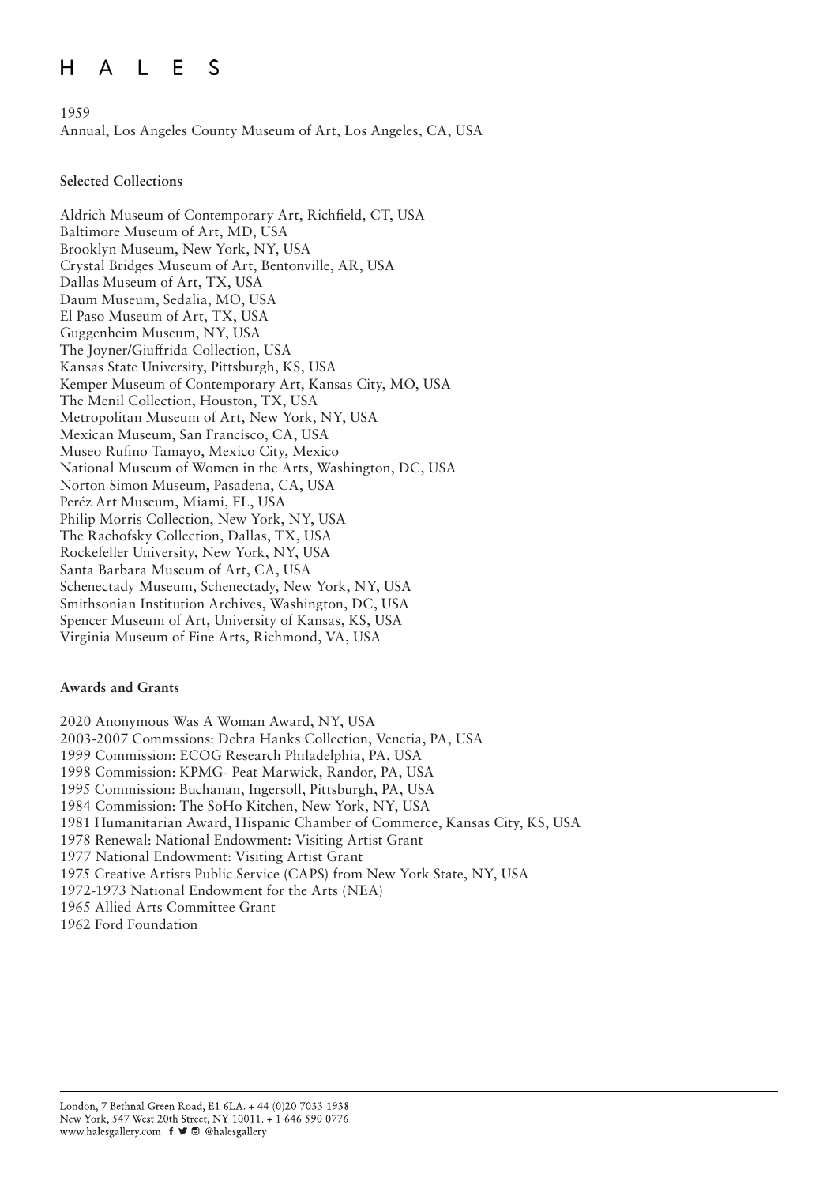1959
Annual, Los Angeles County Museum of Art, Los Angeles, CA, USA

**Selected Collections**

Aldrich Museum of Contemporary Art, Richfield, CT, USA
Baltimore Museum of Art, MD, USA
Brooklyn Museum, New York, NY, USA
Crystal Bridges Museum of Art, Bentonville, AR, USA
Dallas Museum of Art, TX, USA
Daum Museum, Sedalia, MO, USA
El Paso Museum of Art, TX, USA
Guggenheim Museum, NY, USA
The Joyner/Giuffrida Collection, USA
Kansas State University, Pittsburgh, KS, USA
Kemper Museum of Contemporary Art, Kansas City, MO, USA
The Menil Collection, Houston, TX, USA
Metropolitan Museum of Art, New York, NY, USA
Mexican Museum, San Francisco, CA, USA
Museo Rufino Tamayo, Mexico City, Mexico
National Museum of Women in the Arts, Washington, DC, USA
Norton Simon Museum, Pasadena, CA, USA
Peréz Art Museum, Miami, FL, USA
Philip Morris Collection, New York, NY, USA
The Rachofsky Collection, Dallas, TX, USA
Rockefeller University, New York, NY, USA
Santa Barbara Museum of Art, CA, USA
Schenectady Museum, Schenectady, New York, NY, USA
Smithsonian Institution Archives, Washington, DC, USA
Spencer Museum of Art, University of Kansas, KS, USA
Virginia Museum of Fine Arts, Richmond, VA, USA

**Awards and Grants**

2020 Anonymous Was A Woman Award, NY, USA
2003-2007 Commssions: Debra Hanks Collection, Venetia, PA, USA
1999 Commission: ECOG Research Philadelphia, PA, USA
1998 Commission: KPMG- Peat Marwick, Randor, PA, USA
1995 Commission: Buchanan, Ingersoll, Pittsburgh, PA, USA
1984 Commission: The SoHo Kitchen, New York, NY, USA
1981 Humanitarian Award, Hispanic Chamber of Commerce, Kansas City, KS, USA
1978 Renewal: National Endowment: Visiting Artist Grant
1977 National Endowment: Visiting Artist Grant
1975 Creative Artists Public Service (CAPS) from New York State, NY, USA
1972-1973 National Endowment for the Arts (NEA)
1965 Allied Arts Committee Grant
1962 Ford Foundation